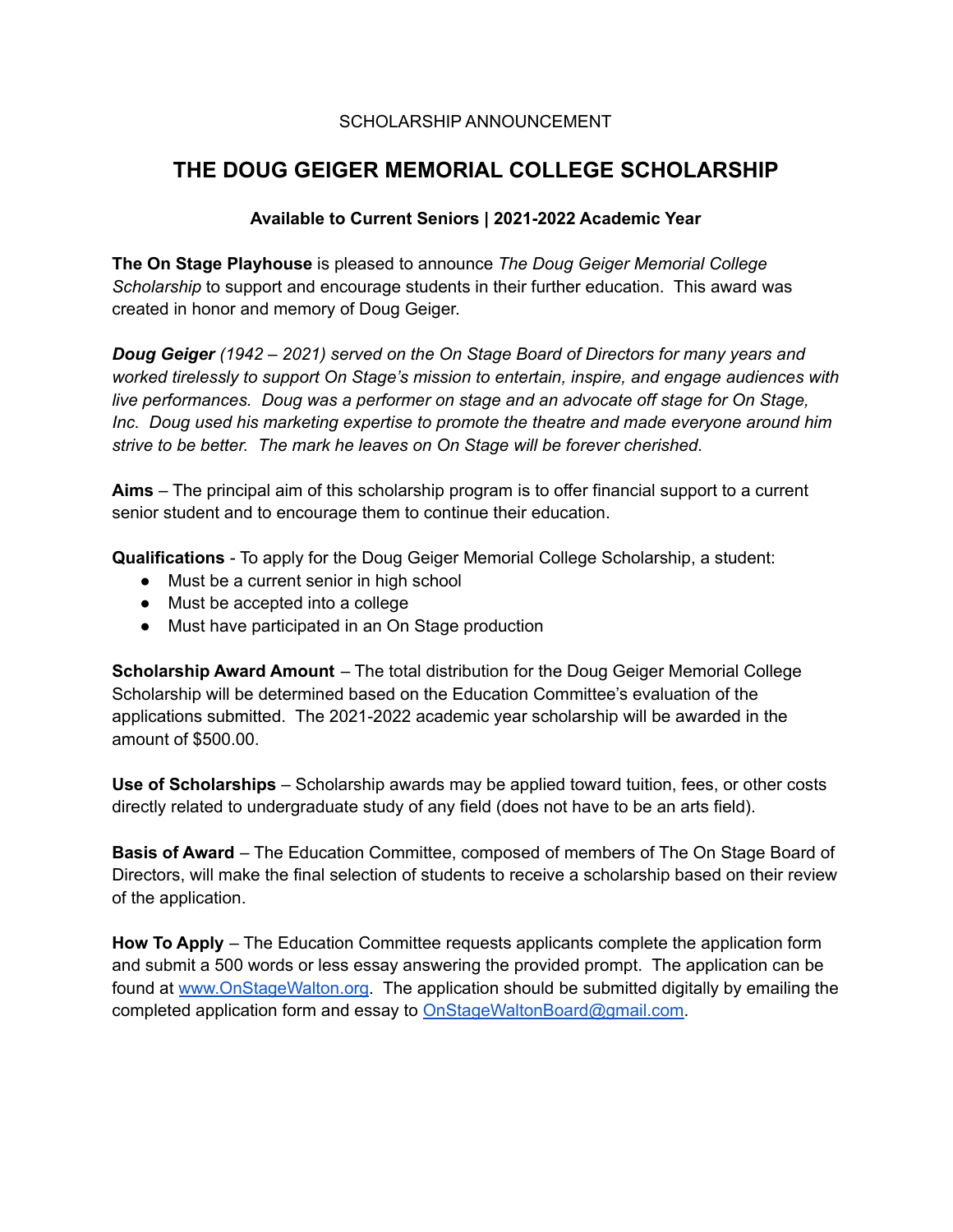SCHOLARSHIP ANNOUNCEMENT

# THE DOUG GEIGER MEMORIAL COLLEGE SCHOLARSHIP

**Available to Current Seniors | 2021-2022 Academic Year**

**The On Stage Playhouse** is pleased to announce *The Doug Geiger Memorial College Scholarship* to support and encourage students in their further education. This award was created in honor and memory of Doug Geiger.

***Doug Geiger*** *(1942 – 2021) served on the On Stage Board of Directors for many years and worked tirelessly to support On Stage's mission to entertain, inspire, and engage audiences with live performances. Doug was a performer on stage and an advocate off stage for On Stage, Inc. Doug used his marketing expertise to promote the theatre and made everyone around him strive to be better. The mark he leaves on On Stage will be forever cherished.*

**Aims** – The principal aim of this scholarship program is to offer financial support to a current senior student and to encourage them to continue their education.

**Qualifications** - To apply for the Doug Geiger Memorial College Scholarship, a student:

- Must be a current senior in high school
- Must be accepted into a college
- Must have participated in an On Stage production

**Scholarship Award Amount** – The total distribution for the Doug Geiger Memorial College Scholarship will be determined based on the Education Committee's evaluation of the applications submitted. The 2021-2022 academic year scholarship will be awarded in the amount of $500.00.

**Use of Scholarships** – Scholarship awards may be applied toward tuition, fees, or other costs directly related to undergraduate study of any field (does not have to be an arts field).

**Basis of Award** – The Education Committee, composed of members of The On Stage Board of Directors, will make the final selection of students to receive a scholarship based on their review of the application.

**How To Apply** – The Education Committee requests applicants complete the application form and submit a 500 words or less essay answering the provided prompt. The application can be found at [www.OnStageWalton.org](http://www.OnStageWalton.org). The application should be submitted digitally by emailing the completed application form and essay to [OnStageWaltonBoard@gmail.com](mailto:OnStageWaltonBoard@gmail.com).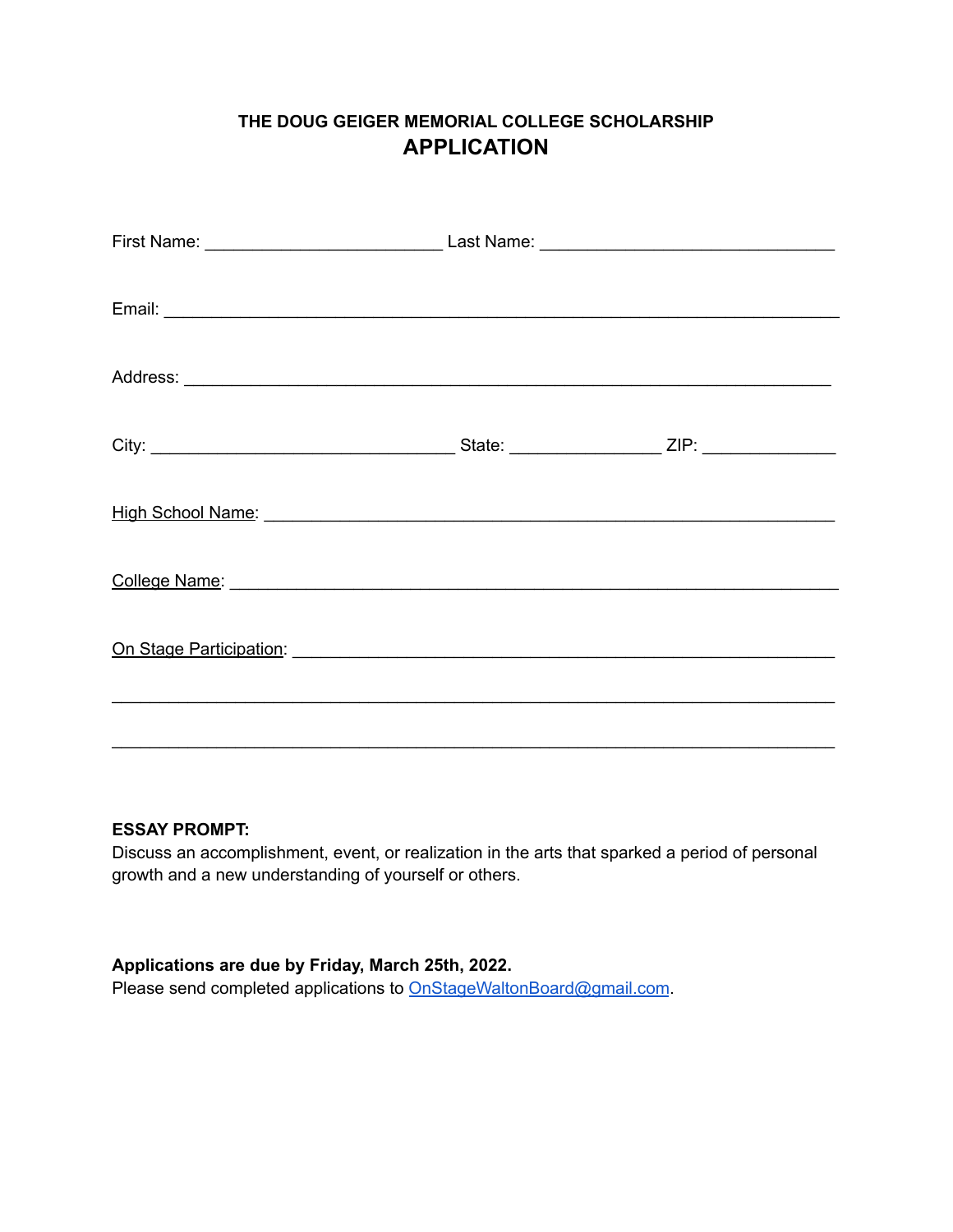**THE DOUG GEIGER MEMORIAL COLLEGE SCHOLARSHIP**

# APPLICATION

First Name: ________________________ Last Name: ______________________________

Email: ____________________________________________________________________

Address: __________________________________________________________________

City: ______________________________ State: _______________ ZIP: _____________

High School Name: ___________________________________________________________

College Name: _______________________________________________________________

On Stage Participation: ______________________________________________________

__________________________________________________________________________

__________________________________________________________________________

**ESSAY PROMPT:**
Discuss an accomplishment, event, or realization in the arts that sparked a period of personal growth and a new understanding of yourself or others.

**Applications are due by Friday, March 25th, 2022.**
Please send completed applications to OnStageWaltonBoard@gmail.com.